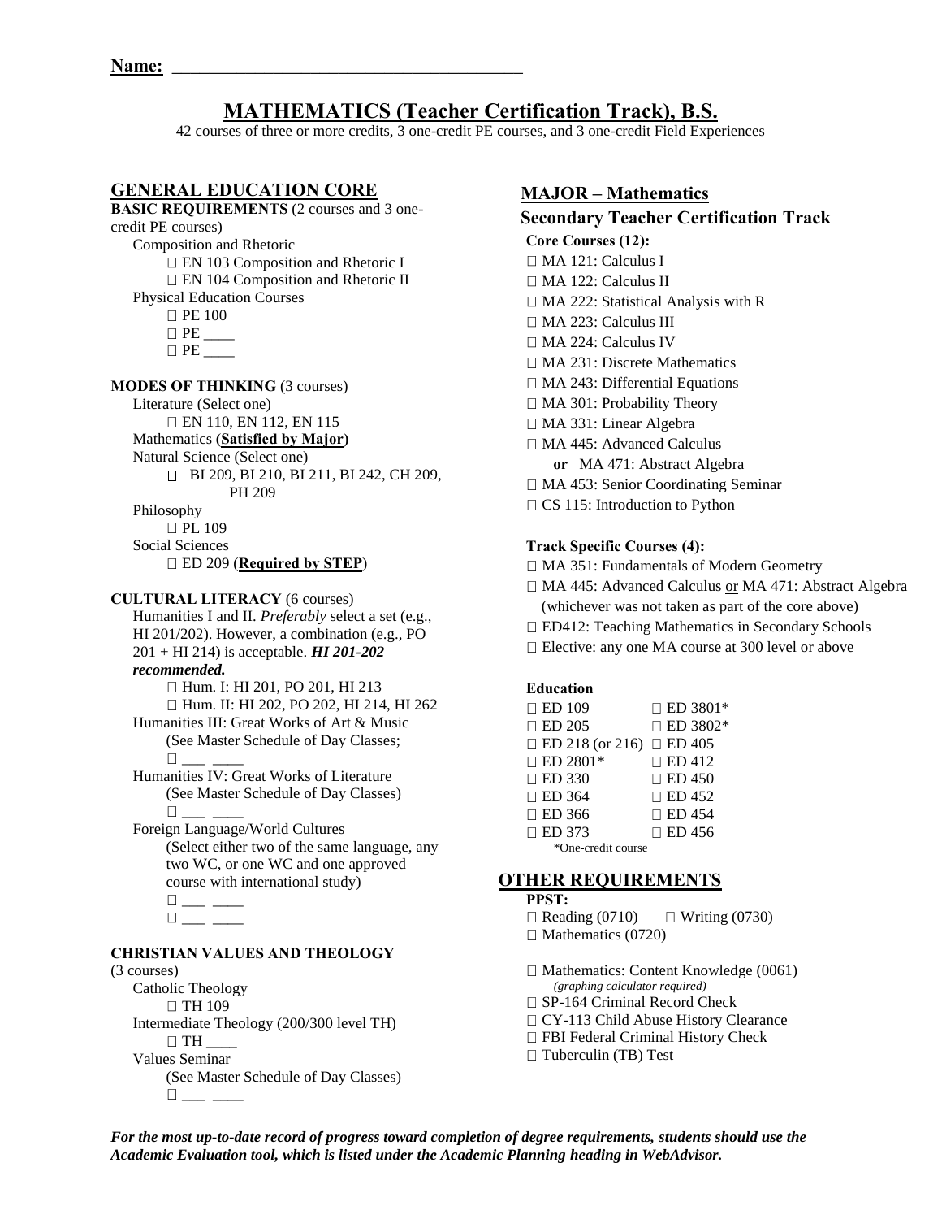**Name:** ________________________________________

# MATHEMATICS (Teacher Certification Track), B.S.

42 courses of three or more credits, 3 one-credit PE courses, and 3 one-credit Field Experiences

## GENERAL EDUCATION CORE

**BASIC REQUIREMENTS** (2 courses and 3 one-credit PE courses)

Composition and Rhetoric

- □ EN 103 Composition and Rhetoric I
- □ EN 104 Composition and Rhetoric II

Physical Education Courses

- □ PE 100
- □ PE ____
- □ PE ____

**MODES OF THINKING** (3 courses)

Literature (Select one)

- □ EN 110, EN 112, EN 115

Mathematics **(Satisfied by Major)**

Natural Science (Select one)

- □ BI 209, BI 210, BI 211, BI 242, CH 209, PH 209

Philosophy

- □ PL 109

Social Sciences

- □ ED 209 (**Required by STEP**)

**CULTURAL LITERACY** (6 courses)

Humanities I and II. *Preferably* select a set (e.g., HI 201/202). However, a combination (e.g., PO 201 + HI 214) is acceptable. ***HI 201-202 recommended.***

- □ Hum. I: HI 201, PO 201, HI 213
- □ Hum. II: HI 202, PO 202, HI 214, HI 262

Humanities III: Great Works of Art & Music (See Master Schedule of Day Classes;

- □ ___ ____

Humanities IV: Great Works of Literature (See Master Schedule of Day Classes)

- □ ___ ____

Foreign Language/World Cultures (Select either two of the same language, any two WC, or one WC and one approved course with international study)

- □ ___ ____
- □ ___ ____

**CHRISTIAN VALUES AND THEOLOGY** (3 courses)

Catholic Theology

- □ TH 109

Intermediate Theology (200/300 level TH)

- □ TH ____

Values Seminar (See Master Schedule of Day Classes)

- □ ___ ____

## MAJOR – Mathematics

### Secondary Teacher Certification Track

**Core Courses (12):**

- □ MA 121: Calculus I
- □ MA 122: Calculus II
- □ MA 222: Statistical Analysis with R
- □ MA 223: Calculus III
- □ MA 224: Calculus IV
- □ MA 231: Discrete Mathematics
- □ MA 243: Differential Equations
- □ MA 301: Probability Theory
- □ MA 331: Linear Algebra
- □ MA 445: Advanced Calculus
  **or** MA 471: Abstract Algebra
- □ MA 453: Senior Coordinating Seminar
- □ CS 115: Introduction to Python

**Track Specific Courses (4):**

- □ MA 351: Fundamentals of Modern Geometry
- □ MA 445: Advanced Calculus or MA 471: Abstract Algebra (whichever was not taken as part of the core above)
- □ ED412: Teaching Mathematics in Secondary Schools
- □ Elective: any one MA course at 300 level or above

**Education**

| | |
|---|---|
| □ ED 109 | □ ED 3801* |
| □ ED 205 | □ ED 3802* |
| □ ED 218 (or 216) | □ ED 405 |
| □ ED 2801* | □ ED 412 |
| □ ED 330 | □ ED 450 |
| □ ED 364 | □ ED 452 |
| □ ED 366 | □ ED 454 |
| □ ED 373 | □ ED 456 |

*One-credit course

## OTHER REQUIREMENTS

**PPST:**

- □ Reading (0710) □ Writing (0730)
- □ Mathematics (0720)

- □ Mathematics: Content Knowledge (0061) *(graphing calculator required)*
- □ SP-164 Criminal Record Check
- □ CY-113 Child Abuse History Clearance
- □ FBI Federal Criminal History Check
- □ Tuberculin (TB) Test

***For the most up-to-date record of progress toward completion of degree requirements, students should use the Academic Evaluation tool, which is listed under the Academic Planning heading in WebAdvisor.***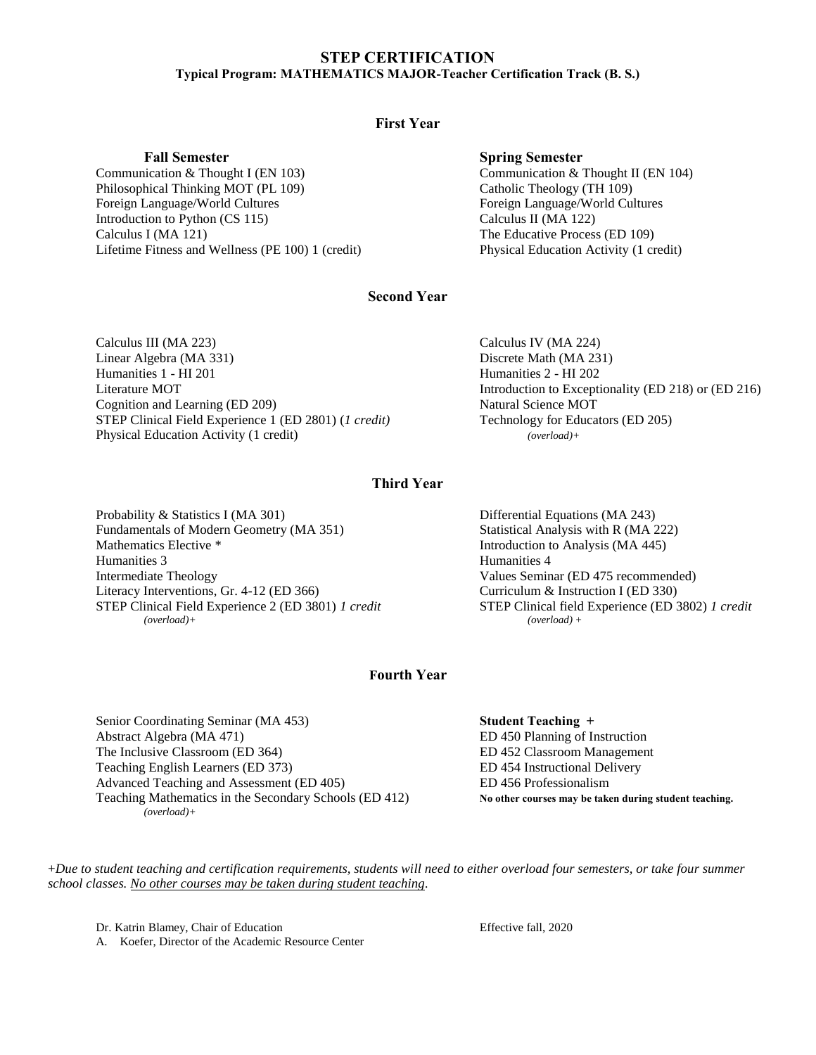# STEP CERTIFICATION

**Typical Program: MATHEMATICS MAJOR-Teacher Certification Track (B. S.)**

## First Year

**Fall Semester**

Communication & Thought I (EN 103)
Philosophical Thinking MOT (PL 109)
Foreign Language/World Cultures
Introduction to Python (CS 115)
Calculus I (MA 121)
Lifetime Fitness and Wellness (PE 100) 1 (credit)

**Spring Semester**

Communication & Thought II (EN 104)
Catholic Theology (TH 109)
Foreign Language/World Cultures
Calculus II (MA 122)
The Educative Process (ED 109)
Physical Education Activity (1 credit)

## Second Year

Calculus III (MA 223)
Linear Algebra (MA 331)
Humanities 1 - HI 201
Literature MOT
Cognition and Learning (ED 209)
STEP Clinical Field Experience 1 (ED 2801) (*1 credit)*
Physical Education Activity (1 credit)

Calculus IV (MA 224)
Discrete Math (MA 231)
Humanities 2 - HI 202
Introduction to Exceptionality (ED 218) or (ED 216)
Natural Science MOT
Technology for Educators (ED 205)
*(overload)+*

## Third Year

Probability & Statistics I (MA 301)
Fundamentals of Modern Geometry (MA 351)
Mathematics Elective *
Humanities 3
Intermediate Theology
Literacy Interventions, Gr. 4-12 (ED 366)
STEP Clinical Field Experience 2 (ED 3801) *1 credit*
*(overload)+*

Differential Equations (MA 243)
Statistical Analysis with R (MA 222)
Introduction to Analysis (MA 445)
Humanities 4
Values Seminar (ED 475 recommended)
Curriculum & Instruction I (ED 330)
STEP Clinical field Experience (ED 3802) *1 credit*
*(overload) +*

## Fourth Year

Senior Coordinating Seminar (MA 453)
Abstract Algebra (MA 471)
The Inclusive Classroom (ED 364)
Teaching English Learners (ED 373)
Advanced Teaching and Assessment (ED 405)
Teaching Mathematics in the Secondary Schools (ED 412)
*(overload)+*

**Student Teaching +**
ED 450 Planning of Instruction
ED 452 Classroom Management
ED 454 Instructional Delivery
ED 456 Professionalism
**No other courses may be taken during student teaching.**

*+Due to student teaching and certification requirements, students will need to either overload four semesters, or take four summer school classes. No other courses may be taken during student teaching.*

Dr. Katrin Blamey, Chair of Education
A. Koefer, Director of the Academic Resource Center

Effective fall, 2020